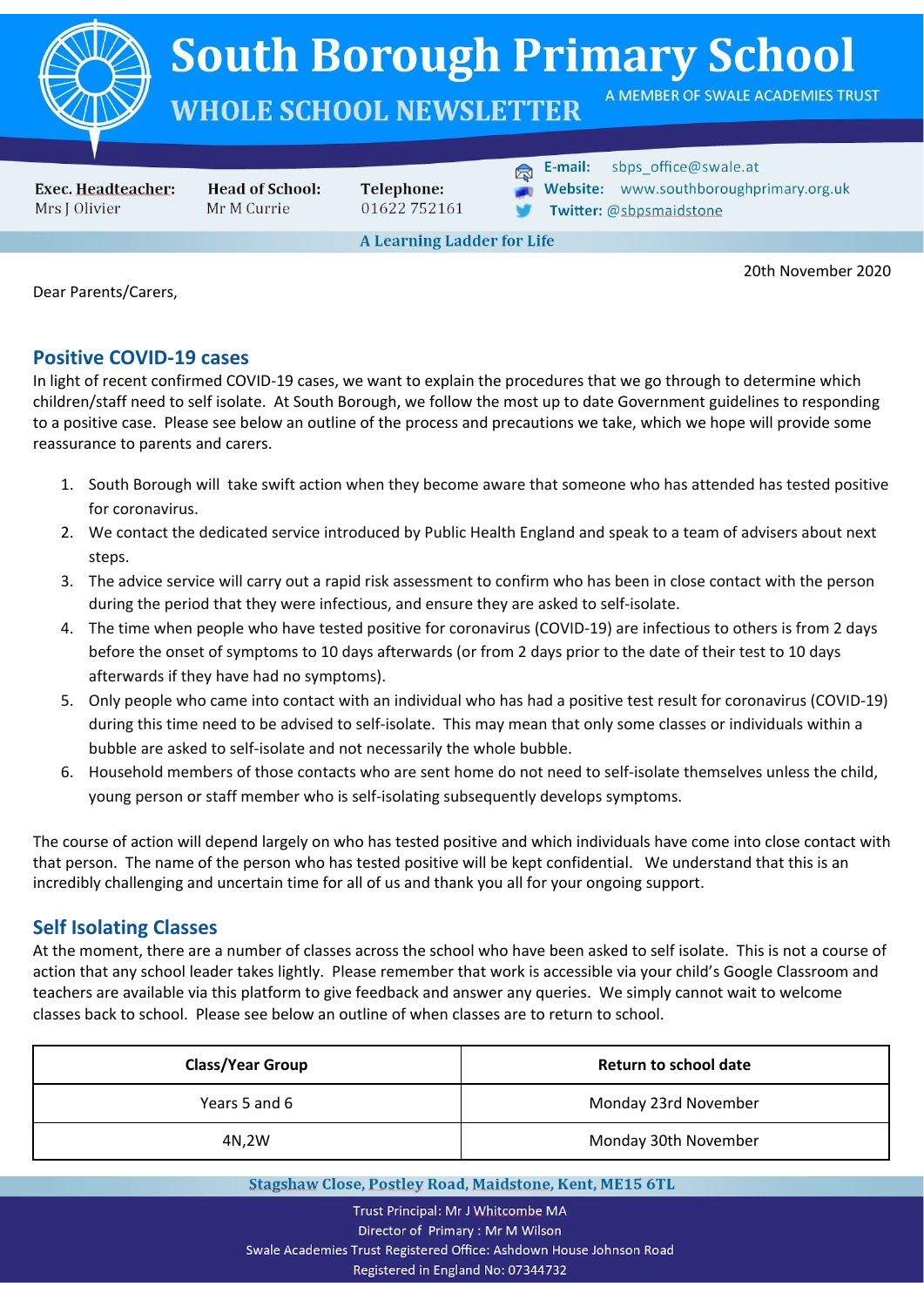# South Borough Primary School

## WHOLE SCHOOL NEWSLETTER

A MEMBER OF SWALE ACADEMIES TRUST

**Exec. Headteacher:** Mrs J Olivier
**Head of School:** Mr M Currie
**Telephone:** 01622 752161
**E-mail:** sbps_office@swale.at
**Website:** www.southboroughprimary.org.uk
**Twitter:** @sbpsmaidstone

**A Learning Ladder for Life**

20th November 2020

Dear Parents/Carers,

## Positive COVID-19 cases

In light of recent confirmed COVID-19 cases, we want to explain the procedures that we go through to determine which children/staff need to self isolate. At South Borough, we follow the most up to date Government guidelines to responding to a positive case. Please see below an outline of the process and precautions we take, which we hope will provide some reassurance to parents and carers.

1. South Borough will take swift action when they become aware that someone who has attended has tested positive for coronavirus.
2. We contact the dedicated service introduced by Public Health England and speak to a team of advisers about next steps.
3. The advice service will carry out a rapid risk assessment to confirm who has been in close contact with the person during the period that they were infectious, and ensure they are asked to self-isolate.
4. The time when people who have tested positive for coronavirus (COVID-19) are infectious to others is from 2 days before the onset of symptoms to 10 days afterwards (or from 2 days prior to the date of their test to 10 days afterwards if they have had no symptoms).
5. Only people who came into contact with an individual who has had a positive test result for coronavirus (COVID-19) during this time need to be advised to self-isolate. This may mean that only some classes or individuals within a bubble are asked to self-isolate and not necessarily the whole bubble.
6. Household members of those contacts who are sent home do not need to self-isolate themselves unless the child, young person or staff member who is self-isolating subsequently develops symptoms.

The course of action will depend largely on who has tested positive and which individuals have come into close contact with that person. The name of the person who has tested positive will be kept confidential. We understand that this is an incredibly challenging and uncertain time for all of us and thank you all for your ongoing support.

## Self Isolating Classes

At the moment, there are a number of classes across the school who have been asked to self isolate. This is not a course of action that any school leader takes lightly. Please remember that work is accessible via your child's Google Classroom and teachers are available via this platform to give feedback and answer any queries. We simply cannot wait to welcome classes back to school. Please see below an outline of when classes are to return to school.

| Class/Year Group | Return to school date |
| --- | --- |
| Years 5 and 6 | Monday 23rd November |
| 4N,2W | Monday 30th November |

Stagshaw Close, Postley Road, Maidstone, Kent, ME15 6TL

Trust Principal: Mr J Whitcombe MA
Director of Primary : Mr M Wilson
Swale Academies Trust Registered Office: Ashdown House Johnson Road
Registered in England No: 07344732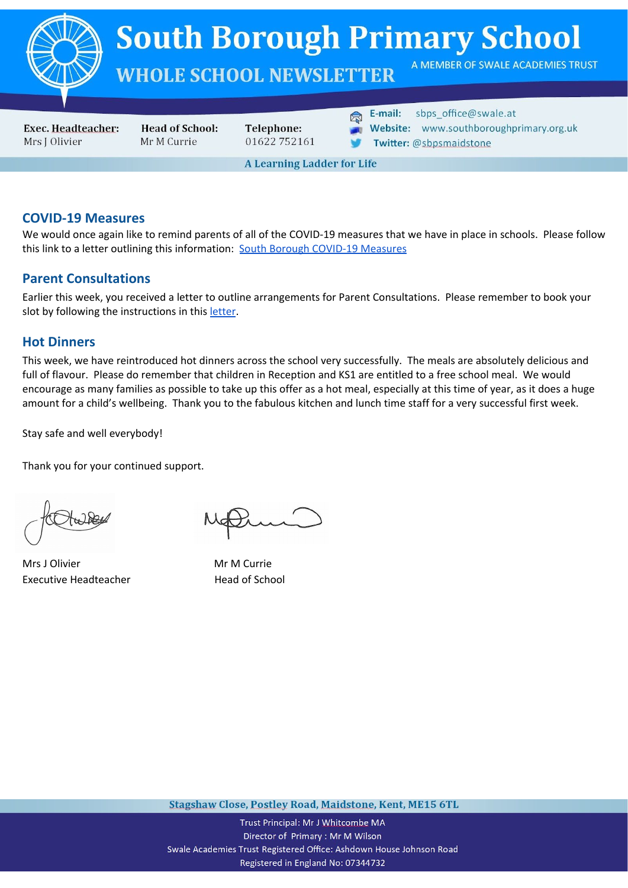# South Borough Primary School

## WHOLE SCHOOL NEWSLETTER

A MEMBER OF SWALE ACADEMIES TRUST

**Exec. Headteacher:** Mrs J Olivier

**Head of School:** Mr M Currie

**Telephone:** 01622 752161

**E-mail:** sbps_office@swale.at

**Website:** www.southboroughprimary.org.uk

**Twitter:** @sbpsmaidstone

**A Learning Ladder for Life**

## COVID-19 Measures

We would once again like to remind parents of all of the COVID-19 measures that we have in place in schools. Please follow this link to a letter outlining this information: South Borough COVID-19 Measures

## Parent Consultations

Earlier this week, you received a letter to outline arrangements for Parent Consultations. Please remember to book your slot by following the instructions in this letter.

## Hot Dinners

This week, we have reintroduced hot dinners across the school very successfully. The meals are absolutely delicious and full of flavour. Please do remember that children in Reception and KS1 are entitled to a free school meal. We would encourage as many families as possible to take up this offer as a hot meal, especially at this time of year, as it does a huge amount for a child's wellbeing. Thank you to the fabulous kitchen and lunch time staff for a very successful first week.

Stay safe and well everybody!

Thank you for your continued support.

Mrs J Olivier
Executive Headteacher

Mr M Currie
Head of School

Stagshaw Close, Postley Road, Maidstone, Kent, ME15 6TL

Trust Principal: Mr J Whitcombe MA
Director of Primary : Mr M Wilson
Swale Academies Trust Registered Office: Ashdown House Johnson Road
Registered in England No: 07344732